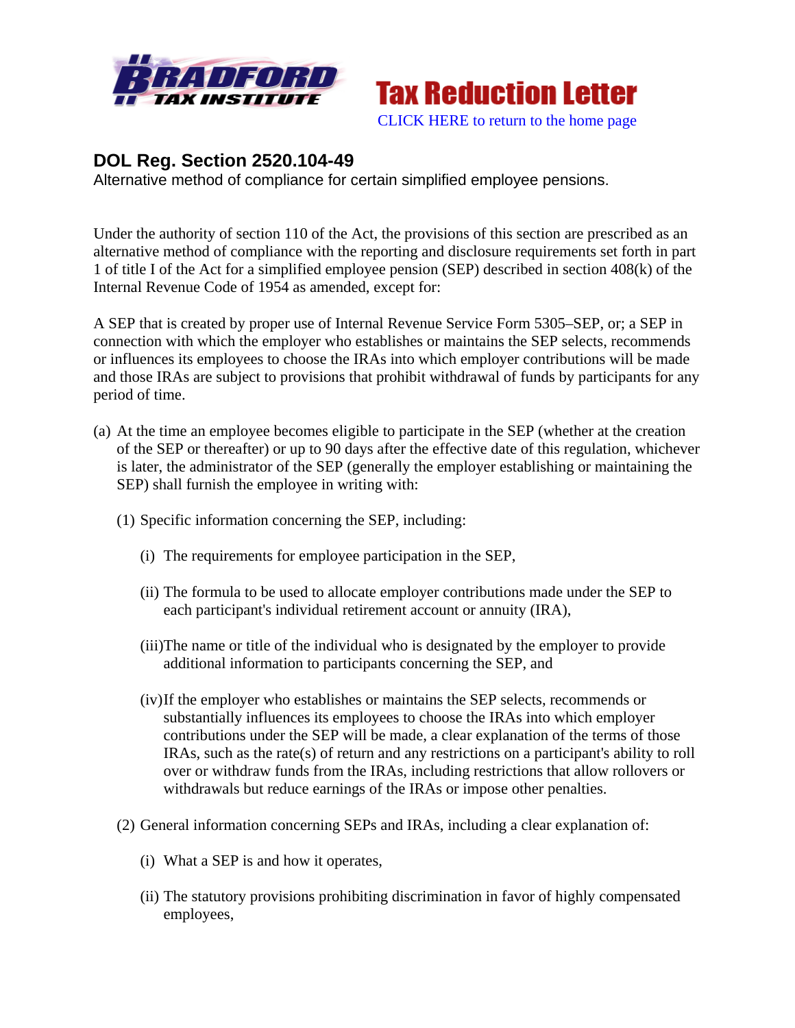Bradford Tax Institute

Tax Reduction Letter

CLICK HERE to return to the home page

## DOL Reg. Section 2520.104-49

Alternative method of compliance for certain simplified employee pensions.

Under the authority of section 110 of the Act, the provisions of this section are prescribed as an alternative method of compliance with the reporting and disclosure requirements set forth in part 1 of title I of the Act for a simplified employee pension (SEP) described in section 408(k) of the Internal Revenue Code of 1954 as amended, except for:

A SEP that is created by proper use of Internal Revenue Service Form 5305–SEP, or; a SEP in connection with which the employer who establishes or maintains the SEP selects, recommends or influences its employees to choose the IRAs into which employer contributions will be made and those IRAs are subject to provisions that prohibit withdrawal of funds by participants for any period of time.

(a) At the time an employee becomes eligible to participate in the SEP (whether at the creation of the SEP or thereafter) or up to 90 days after the effective date of this regulation, whichever is later, the administrator of the SEP (generally the employer establishing or maintaining the SEP) shall furnish the employee in writing with:

- (1) Specific information concerning the SEP, including:
  - (i) The requirements for employee participation in the SEP,
  - (ii) The formula to be used to allocate employer contributions made under the SEP to each participant's individual retirement account or annuity (IRA),
  - (iii) The name or title of the individual who is designated by the employer to provide additional information to participants concerning the SEP, and
  - (iv) If the employer who establishes or maintains the SEP selects, recommends or substantially influences its employees to choose the IRAs into which employer contributions under the SEP will be made, a clear explanation of the terms of those IRAs, such as the rate(s) of return and any restrictions on a participant's ability to roll over or withdraw funds from the IRAs, including restrictions that allow rollovers or withdrawals but reduce earnings of the IRAs or impose other penalties.
- (2) General information concerning SEPs and IRAs, including a clear explanation of:
  - (i) What a SEP is and how it operates,
  - (ii) The statutory provisions prohibiting discrimination in favor of highly compensated employees,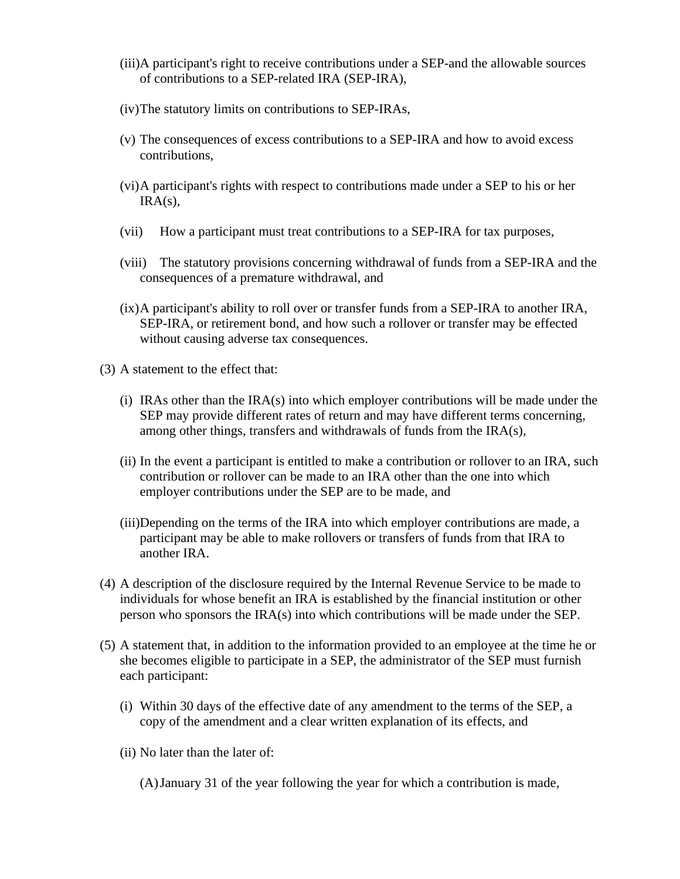(iii) A participant's right to receive contributions under a SEP-and the allowable sources of contributions to a SEP-related IRA (SEP-IRA),

(iv) The statutory limits on contributions to SEP-IRAs,

(v) The consequences of excess contributions to a SEP-IRA and how to avoid excess contributions,

(vi) A participant's rights with respect to contributions made under a SEP to his or her IRA(s),

(vii) How a participant must treat contributions to a SEP-IRA for tax purposes,

(viii) The statutory provisions concerning withdrawal of funds from a SEP-IRA and the consequences of a premature withdrawal, and

(ix) A participant's ability to roll over or transfer funds from a SEP-IRA to another IRA, SEP-IRA, or retirement bond, and how such a rollover or transfer may be effected without causing adverse tax consequences.

(3) A statement to the effect that:

(i) IRAs other than the IRA(s) into which employer contributions will be made under the SEP may provide different rates of return and may have different terms concerning, among other things, transfers and withdrawals of funds from the IRA(s),

(ii) In the event a participant is entitled to make a contribution or rollover to an IRA, such contribution or rollover can be made to an IRA other than the one into which employer contributions under the SEP are to be made, and

(iii) Depending on the terms of the IRA into which employer contributions are made, a participant may be able to make rollovers or transfers of funds from that IRA to another IRA.

(4) A description of the disclosure required by the Internal Revenue Service to be made to individuals for whose benefit an IRA is established by the financial institution or other person who sponsors the IRA(s) into which contributions will be made under the SEP.

(5) A statement that, in addition to the information provided to an employee at the time he or she becomes eligible to participate in a SEP, the administrator of the SEP must furnish each participant:

(i) Within 30 days of the effective date of any amendment to the terms of the SEP, a copy of the amendment and a clear written explanation of its effects, and

(ii) No later than the later of:

(A) January 31 of the year following the year for which a contribution is made,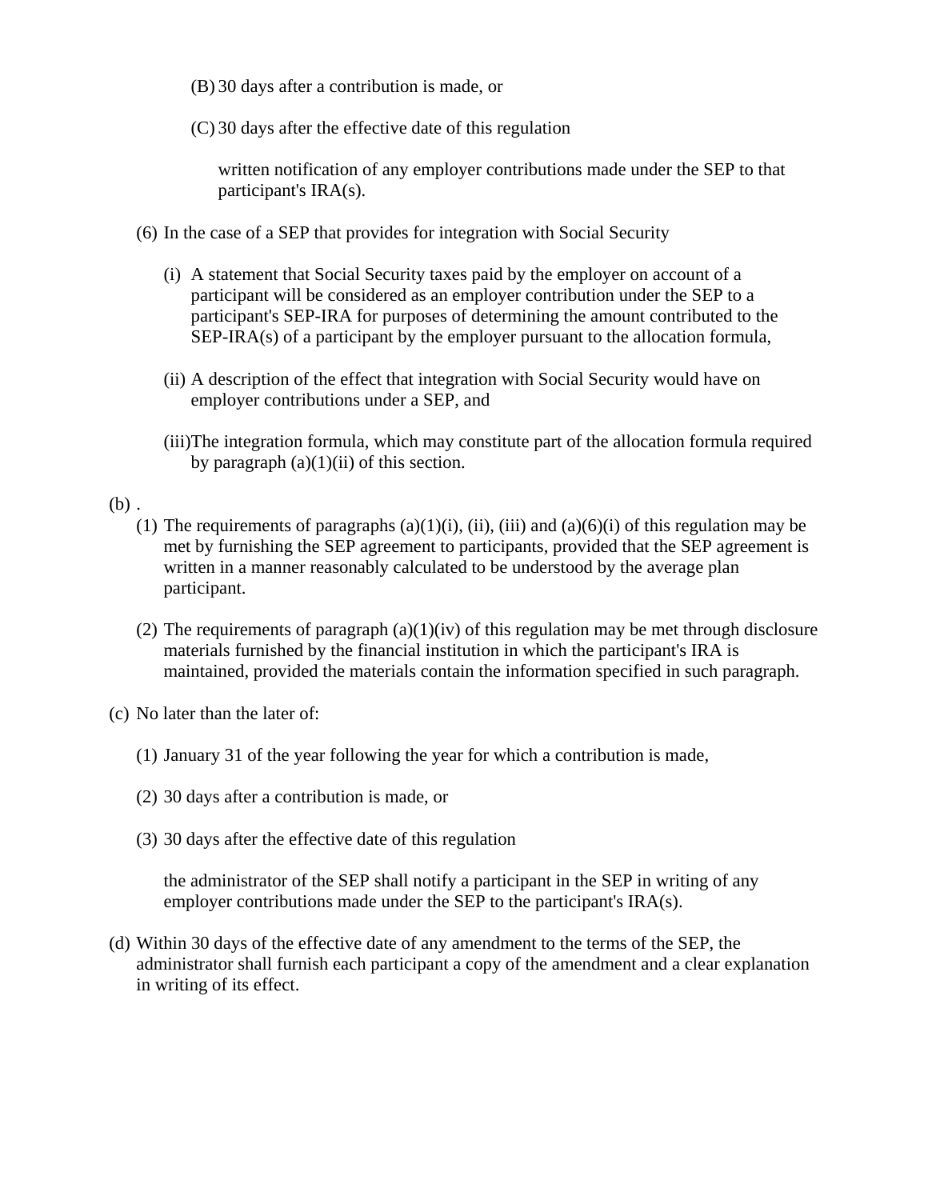(B) 30 days after a contribution is made, or

(C) 30 days after the effective date of this regulation

written notification of any employer contributions made under the SEP to that participant's IRA(s).

(6) In the case of a SEP that provides for integration with Social Security

(i) A statement that Social Security taxes paid by the employer on account of a participant will be considered as an employer contribution under the SEP to a participant's SEP-IRA for purposes of determining the amount contributed to the SEP-IRA(s) of a participant by the employer pursuant to the allocation formula,

(ii) A description of the effect that integration with Social Security would have on employer contributions under a SEP, and

(iii) The integration formula, which may constitute part of the allocation formula required by paragraph (a)(1)(ii) of this section.

(b) .

(1) The requirements of paragraphs (a)(1)(i), (ii), (iii) and (a)(6)(i) of this regulation may be met by furnishing the SEP agreement to participants, provided that the SEP agreement is written in a manner reasonably calculated to be understood by the average plan participant.

(2) The requirements of paragraph (a)(1)(iv) of this regulation may be met through disclosure materials furnished by the financial institution in which the participant's IRA is maintained, provided the materials contain the information specified in such paragraph.

(c) No later than the later of:

(1) January 31 of the year following the year for which a contribution is made,

(2) 30 days after a contribution is made, or

(3) 30 days after the effective date of this regulation

the administrator of the SEP shall notify a participant in the SEP in writing of any employer contributions made under the SEP to the participant's IRA(s).

(d) Within 30 days of the effective date of any amendment to the terms of the SEP, the administrator shall furnish each participant a copy of the amendment and a clear explanation in writing of its effect.